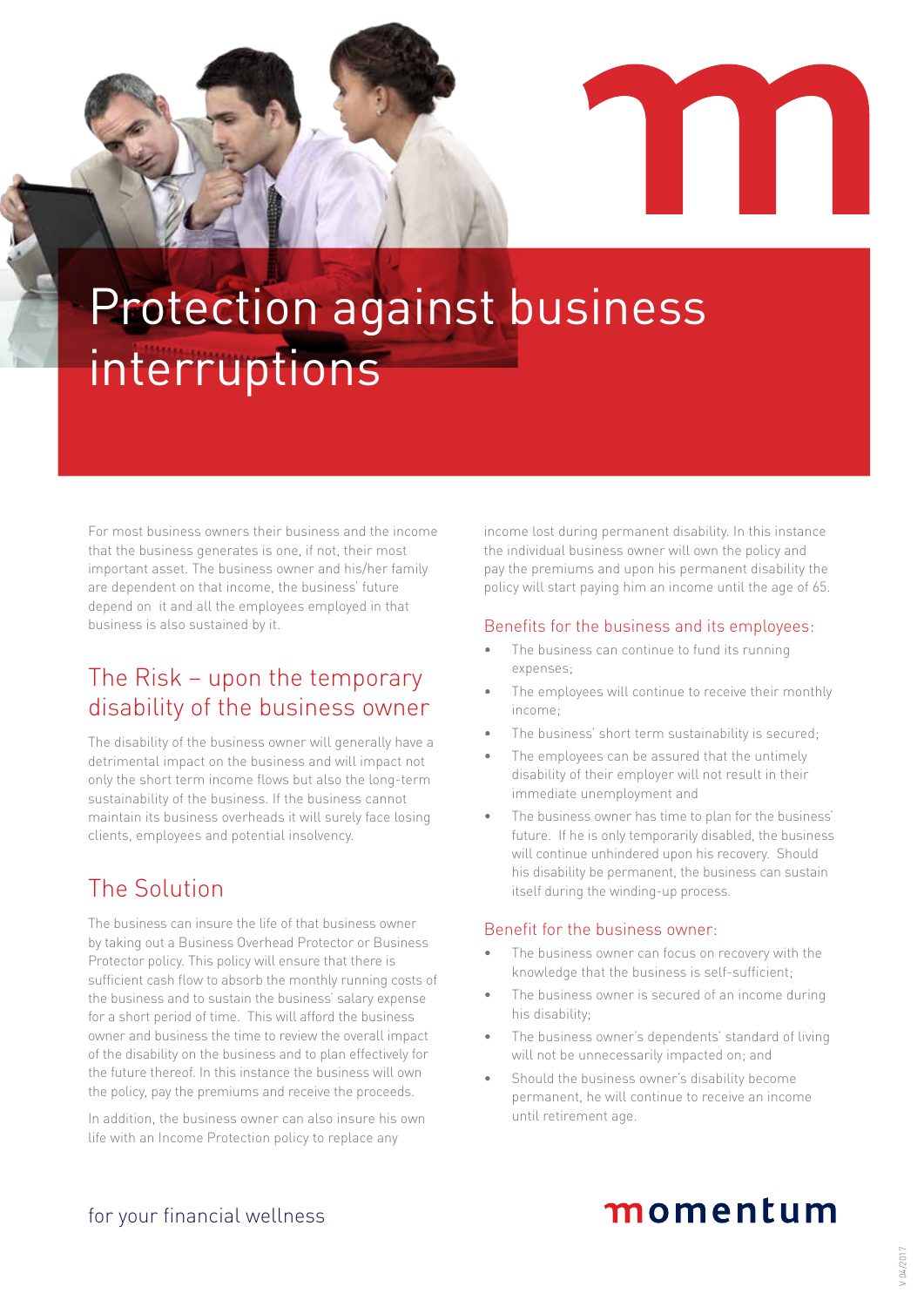# Protection against business interruptions

For most business owners their business and the income that the business generates is one, if not, their most important asset. The business owner and his/her family are dependent on that income, the business' future depend on it and all the employees employed in that business is also sustained by it.

## The Risk – upon the temporary disability of the business owner

The disability of the business owner will generally have a detrimental impact on the business and will impact not only the short term income flows but also the long-term sustainability of the business. If the business cannot maintain its business overheads it will surely face losing clients, employees and potential insolvency.

## The Solution

The business can insure the life of that business owner by taking out a Business Overhead Protector or Business Protector policy. This policy will ensure that there is sufficient cash flow to absorb the monthly running costs of the business and to sustain the business' salary expense for a short period of time. This will afford the business owner and business the time to review the overall impact of the disability on the business and to plan effectively for the future thereof. In this instance the business will own the policy, pay the premiums and receive the proceeds.

In addition, the business owner can also insure his own life with an Income Protection policy to replace any income lost during permanent disability. In this instance the individual business owner will own the policy and pay the premiums and upon his permanent disability the policy will start paying him an income until the age of 65.

### Benefits for the business and its employees:

- The business can continue to fund its running expenses;
- The employees will continue to receive their monthly income;
- The business' short term sustainability is secured;
- The employees can be assured that the untimely disability of their employer will not result in their immediate unemployment and
- The business owner has time to plan for the business' future. If he is only temporarily disabled, the business will continue unhindered upon his recovery. Should his disability be permanent, the business can sustain itself during the winding-up process.

### Benefit for the business owner:

- The business owner can focus on recovery with the knowledge that the business is self-sufficient;
- The business owner is secured of an income during his disability;
- The business owner's dependents' standard of living will not be unnecessarily impacted on; and
- Should the business owner's disability become permanent, he will continue to receive an income until retirement age.

for your financial wellness

momentum

V 04/2017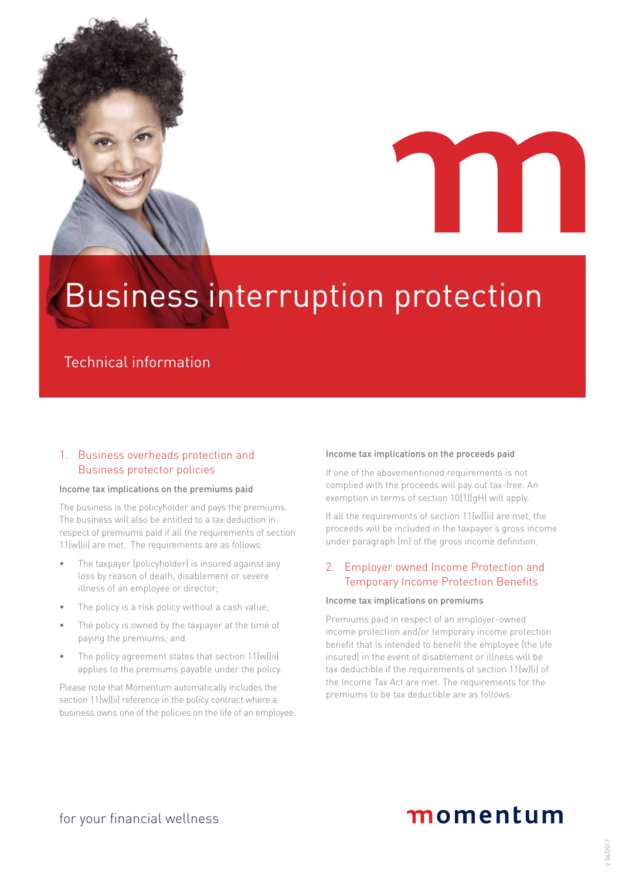# Business interruption protection

## Technical information

### 1. Business overheads protection and Business protector policies

#### Income tax implications on the premiums paid

The business is the policyholder and pays the premiums. The business will also be entitled to a tax deduction in respect of premiums paid if all the requirements of section 11(w)(ii) are met. The requirements are as follows:

- The taxpayer (policyholder) is insured against any loss by reason of death, disablement or severe illness of an employee or director;
- The policy is a risk policy without a cash value;
- The policy is owned by the taxpayer at the time of paying the premiums; and
- The policy agreement states that section 11(w)(ii) applies to the premiums payable under the policy.

Please note that Momentum automatically includes the section 11(w)(ii) reference in the policy contract where a business owns one of the policies on the life of an employee.

#### Income tax implications on the proceeds paid

If one of the abovementioned requirements is not complied with the proceeds will pay out tax-free. An exemption in terms of section 10(1)(gH) will apply.

If all the requirements of section 11(w)(ii) are met, the proceeds will be included in the taxpayer's gross income under paragraph (m) of the gross income definition.

### 2. Employer owned Income Protection and Temporary Income Protection Benefits

#### Income tax implications on premiums

Premiums paid in respect of an employer-owned income protection and/or temporary income protection benefit that is intended to benefit the employee (the life insured) in the event of disablement or illness will be tax deductible if the requirements of section 11(w)(i) of the Income Tax Act are met. The requirements for the premiums to be tax deductible are as follows:

for your financial wellness

momentum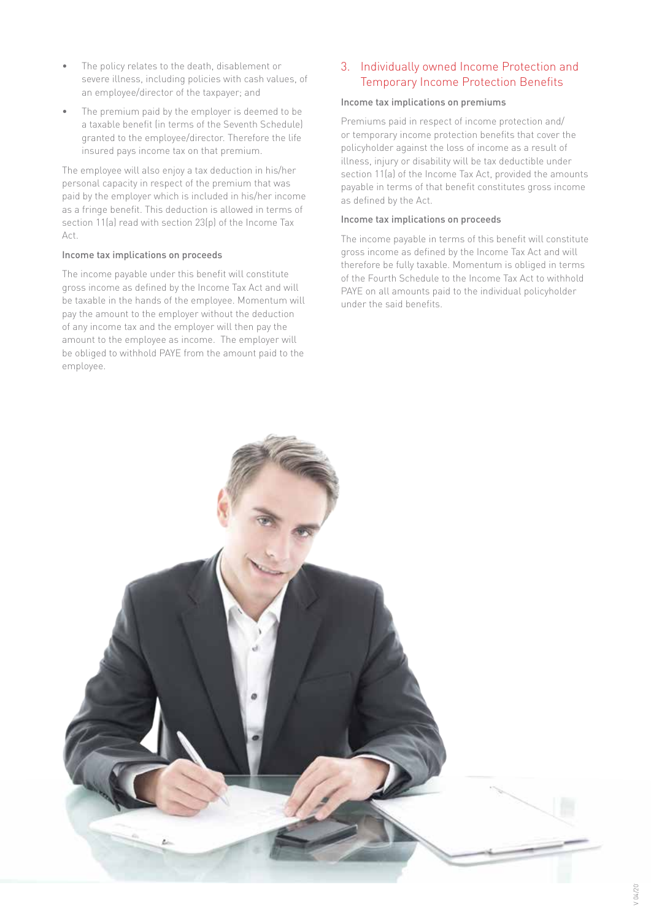- The policy relates to the death, disablement or severe illness, including policies with cash values, of an employee/director of the taxpayer; and
- The premium paid by the employer is deemed to be a taxable benefit (in terms of the Seventh Schedule) granted to the employee/director. Therefore the life insured pays income tax on that premium.

The employee will also enjoy a tax deduction in his/her personal capacity in respect of the premium that was paid by the employer which is included in his/her income as a fringe benefit. This deduction is allowed in terms of section 11(a) read with section 23(p) of the Income Tax Act.

#### Income tax implications on proceeds

The income payable under this benefit will constitute gross income as defined by the Income Tax Act and will be taxable in the hands of the employee. Momentum will pay the amount to the employer without the deduction of any income tax and the employer will then pay the amount to the employee as income. The employer will be obliged to withhold PAYE from the amount paid to the employee.

## 3. Individually owned Income Protection and Temporary Income Protection Benefits

#### Income tax implications on premiums

Premiums paid in respect of income protection and/or temporary income protection benefits that cover the policyholder against the loss of income as a result of illness, injury or disability will be tax deductible under section 11(a) of the Income Tax Act, provided the amounts payable in terms of that benefit constitutes gross income as defined by the Act.

#### Income tax implications on proceeds

The income payable in terms of this benefit will constitute gross income as defined by the Income Tax Act and will therefore be fully taxable. Momentum is obliged in terms of the Fourth Schedule to the Income Tax Act to withhold PAYE on all amounts paid to the individual policyholder under the said benefits.